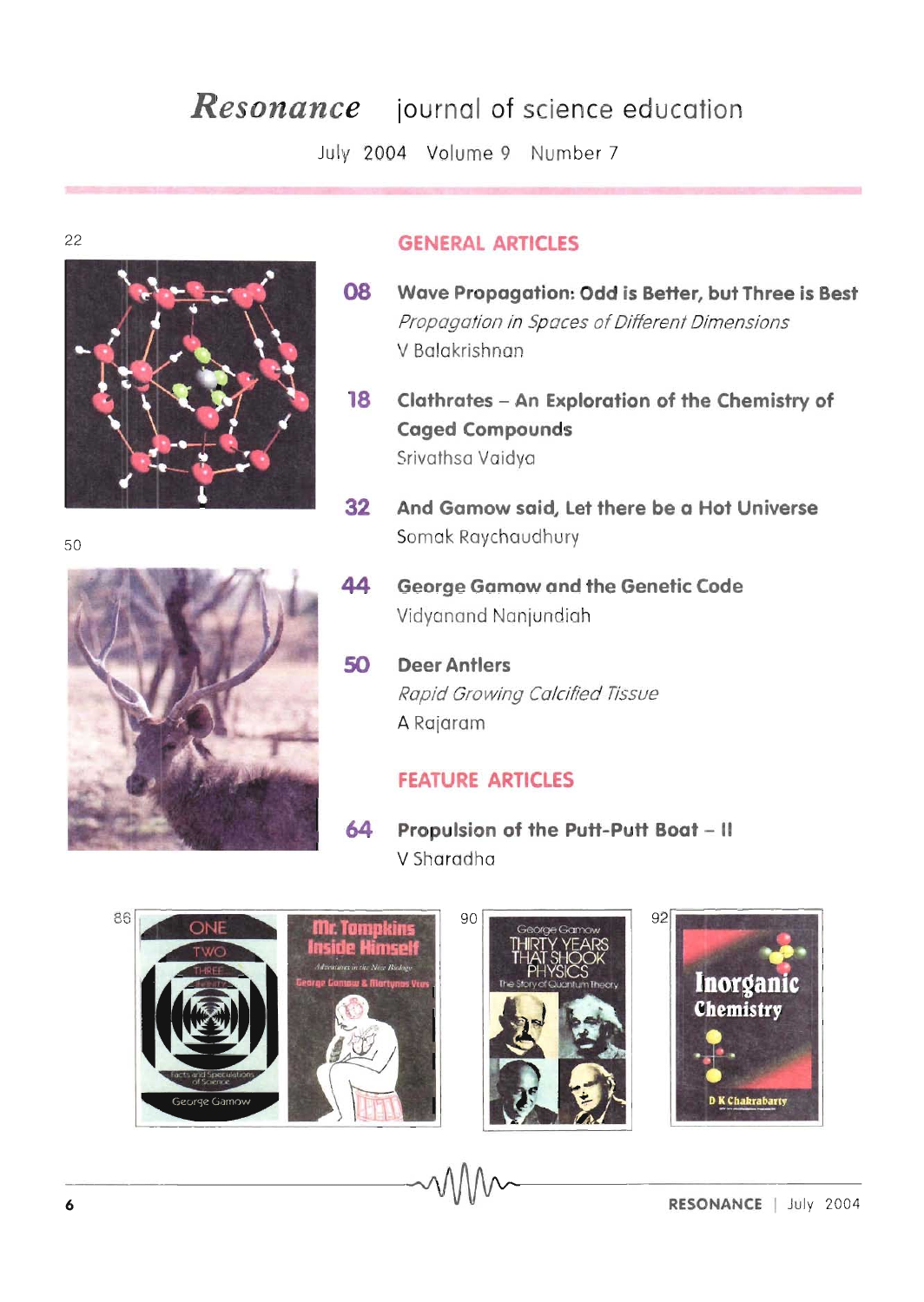# *Resonance* journal of science education

July 2004 Volume 9 Number 7

## GENERAL ARTICLES

**08** **Wave Propagation: Odd is Better, but Three is Best**
*Propagation in Spaces of Different Dimensions*
V Balakrishnan

**18** **Clathrates – An Exploration of the Chemistry of Caged Compounds**
Srivathsa Vaidya

**32** **And Gamow said, Let there be a Hot Universe**
Somak Raychaudhury

**44** **George Gamow and the Genetic Code**
Vidyanand Nanjundiah

**50** **Deer Antlers**
*Rapid Growing Calcified Tissue*
A Rajaram

## FEATURE ARTICLES

**64** **Propulsion of the Putt-Putt Boat – II**
V Sharadha

22

50

86

90

92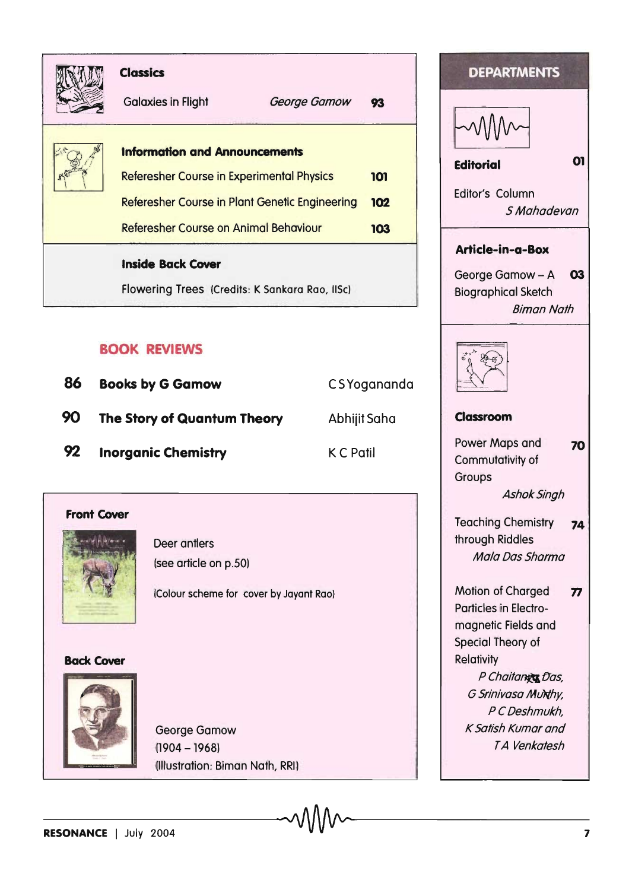## Classics

Galaxies in Flight — *George Gamow* — 93

## Information and Announcements

Referesher Course in Experimental Physics — 101

Referesher Course in Plant Genetic Engineering — 102

Referesher Course on Animal Behaviour — 103

## Inside Back Cover

Flowering Trees (Credits: K Sankara Rao, IISc)

## BOOK REVIEWS

| | | |
|---|---|---|
| 86 | **Books by G Gamow** | C S Yogananda |
| 90 | **The Story of Quantum Theory** | Abhijit Saha |
| 92 | **Inorganic Chemistry** | K C Patil |

## Front Cover

Deer antlers
(see article on p.50)

(Colour scheme for cover by Jayant Rao)

## Back Cover

George Gamow
(1904 – 1968)
(Illustration: Biman Nath, RRI)

## DEPARTMENTS

### Editorial — 01

Editor's Column
*S Mahadevan*

### Article-in-a-Box

George Gamow – A Biographical Sketch — 03
*Biman Nath*

### Classroom

Power Maps and Commutativity of Groups — 70
*Ashok Singh*

Teaching Chemistry through Riddles — 74
*Mala Das Sharma*

Motion of Charged Particles in Electro-magnetic Fields and Special Theory of Relativity — 77
*P Chaitanya Das, G Srinivasa Murthy, P C Deshmukh, K Satish Kumar and T A Venkatesh*